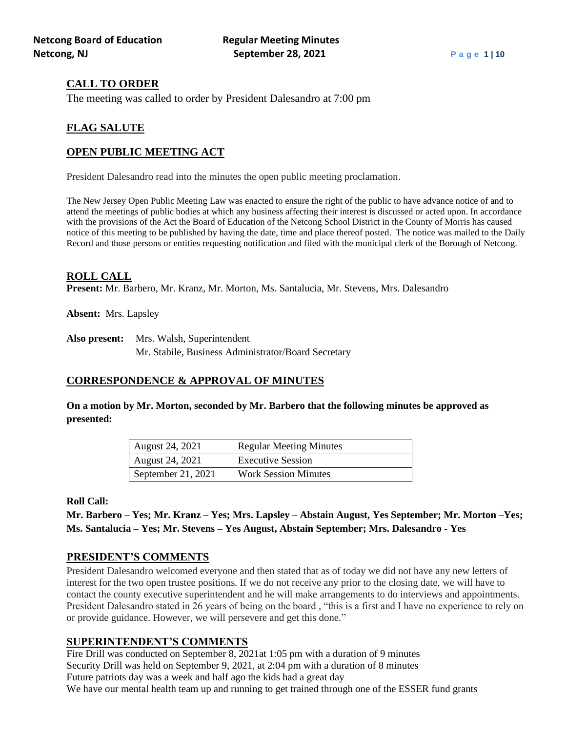## CALL TO ORDER

The meeting was called to order by President Dalesandro at 7:00 pm

## FLAG SALUTE

## OPEN PUBLIC MEETING ACT

President Dalesandro read into the minutes the open public meeting proclamation.

The New Jersey Open Public Meeting Law was enacted to ensure the right of the public to have advance notice of and to attend the meetings of public bodies at which any business affecting their interest is discussed or acted upon. In accordance with the provisions of the Act the Board of Education of the Netcong School District in the County of Morris has caused notice of this meeting to be published by having the date, time and place thereof posted. The notice was mailed to the Daily Record and those persons or entities requesting notification and filed with the municipal clerk of the Borough of Netcong.

## ROLL CALL

**Present:** Mr. Barbero, Mr. Kranz, Mr. Morton, Ms. Santalucia, Mr. Stevens, Mrs. Dalesandro

**Absent:** Mrs. Lapsley

**Also present:** Mrs. Walsh, Superintendent
Mr. Stabile, Business Administrator/Board Secretary

## CORRESPONDENCE & APPROVAL OF MINUTES

**On a motion by Mr. Morton, seconded by Mr. Barbero that the following minutes be approved as presented:**

| | |
|---|---|
| August 24, 2021 | Regular Meeting Minutes |
| August 24, 2021 | Executive Session |
| September 21, 2021 | Work Session Minutes |

**Roll Call:**

**Mr. Barbero – Yes; Mr. Kranz – Yes; Mrs. Lapsley – Abstain August, Yes September; Mr. Morton –Yes; Ms. Santalucia – Yes; Mr. Stevens – Yes August, Abstain September; Mrs. Dalesandro - Yes**

## PRESIDENT'S COMMENTS

President Dalesandro welcomed everyone and then stated that as of today we did not have any new letters of interest for the two open trustee positions. If we do not receive any prior to the closing date, we will have to contact the county executive superintendent and he will make arrangements to do interviews and appointments. President Dalesandro stated in 26 years of being on the board , "this is a first and I have no experience to rely on or provide guidance. However, we will persevere and get this done."

## SUPERINTENDENT'S COMMENTS

Fire Drill was conducted on September 8, 2021at 1:05 pm with a duration of 9 minutes
Security Drill was held on September 9, 2021, at 2:04 pm with a duration of 8 minutes
Future patriots day was a week and half ago the kids had a great day
We have our mental health team up and running to get trained through one of the ESSER fund grants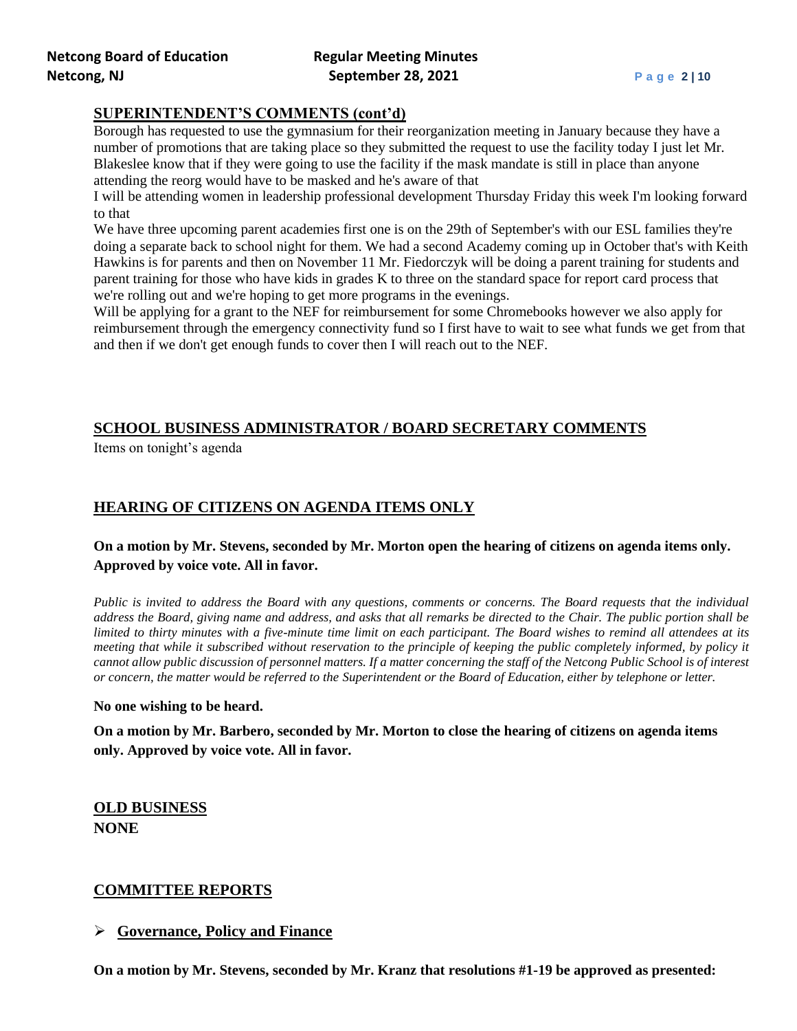## SUPERINTENDENT'S COMMENTS (cont'd)

Borough has requested to use the gymnasium for their reorganization meeting in January because they have a number of promotions that are taking place so they submitted the request to use the facility today I just let Mr. Blakeslee know that if they were going to use the facility if the mask mandate is still in place than anyone attending the reorg would have to be masked and he's aware of that

I will be attending women in leadership professional development Thursday Friday this week I'm looking forward to that

We have three upcoming parent academies first one is on the 29th of September's with our ESL families they're doing a separate back to school night for them. We had a second Academy coming up in October that's with Keith Hawkins is for parents and then on November 11 Mr. Fiedorczyk will be doing a parent training for students and parent training for those who have kids in grades K to three on the standard space for report card process that we're rolling out and we're hoping to get more programs in the evenings.

Will be applying for a grant to the NEF for reimbursement for some Chromebooks however we also apply for reimbursement through the emergency connectivity fund so I first have to wait to see what funds we get from that and then if we don't get enough funds to cover then I will reach out to the NEF.

## SCHOOL BUSINESS ADMINISTRATOR / BOARD SECRETARY COMMENTS

Items on tonight's agenda

## HEARING OF CITIZENS ON AGENDA ITEMS ONLY

**On a motion by Mr. Stevens, seconded by Mr. Morton open the hearing of citizens on agenda items only. Approved by voice vote. All in favor.**

*Public is invited to address the Board with any questions, comments or concerns. The Board requests that the individual address the Board, giving name and address, and asks that all remarks be directed to the Chair. The public portion shall be limited to thirty minutes with a five-minute time limit on each participant. The Board wishes to remind all attendees at its meeting that while it subscribed without reservation to the principle of keeping the public completely informed, by policy it cannot allow public discussion of personnel matters. If a matter concerning the staff of the Netcong Public School is of interest or concern, the matter would be referred to the Superintendent or the Board of Education, either by telephone or letter.*

**No one wishing to be heard.**

**On a motion by Mr. Barbero, seconded by Mr. Morton to close the hearing of citizens on agenda items only. Approved by voice vote. All in favor.**

## OLD BUSINESS

**NONE**

## COMMITTEE REPORTS

- **Governance, Policy and Finance**

**On a motion by Mr. Stevens, seconded by Mr. Kranz that resolutions #1-19 be approved as presented:**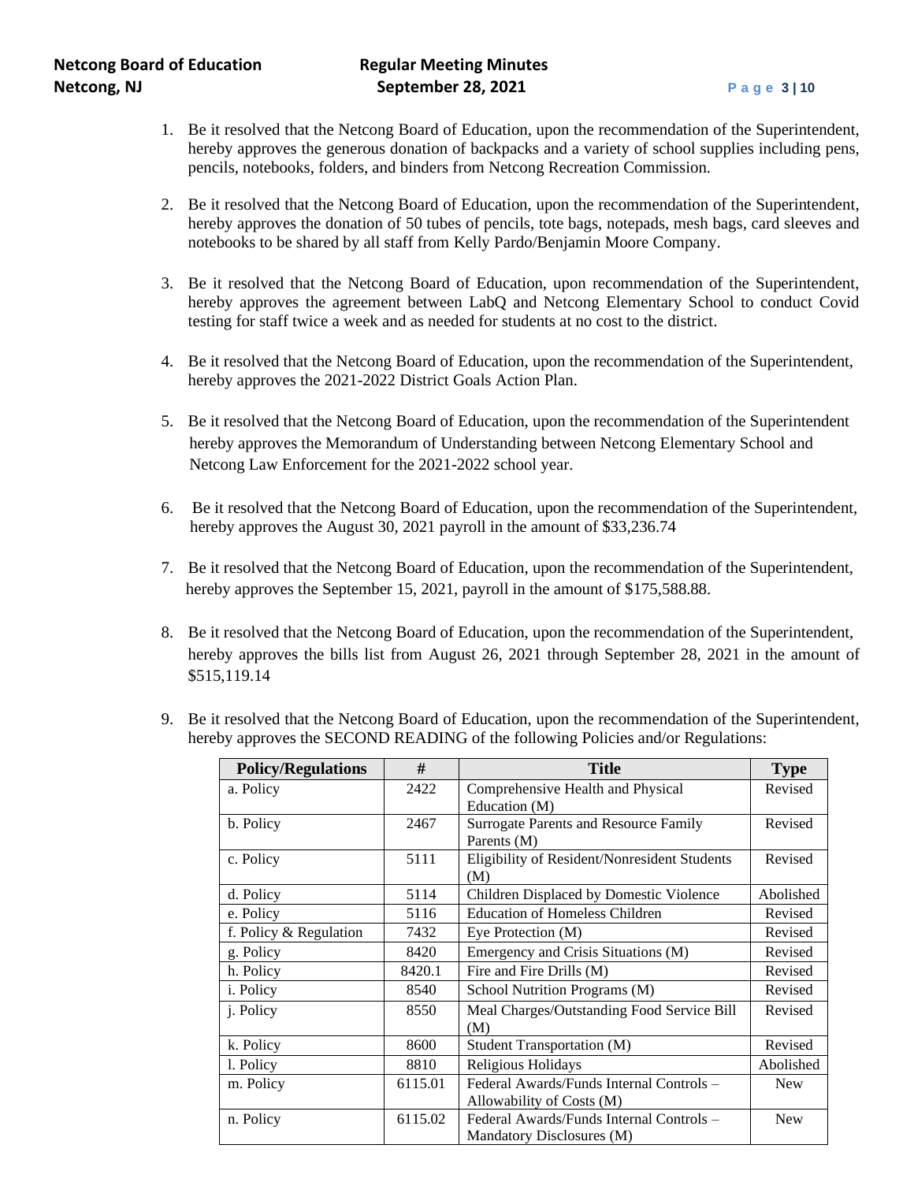1. Be it resolved that the Netcong Board of Education, upon the recommendation of the Superintendent, hereby approves the generous donation of backpacks and a variety of school supplies including pens, pencils, notebooks, folders, and binders from Netcong Recreation Commission.

2. Be it resolved that the Netcong Board of Education, upon the recommendation of the Superintendent, hereby approves the donation of 50 tubes of pencils, tote bags, notepads, mesh bags, card sleeves and notebooks to be shared by all staff from Kelly Pardo/Benjamin Moore Company.

3. Be it resolved that the Netcong Board of Education, upon recommendation of the Superintendent, hereby approves the agreement between LabQ and Netcong Elementary School to conduct Covid testing for staff twice a week and as needed for students at no cost to the district.

4. Be it resolved that the Netcong Board of Education, upon the recommendation of the Superintendent, hereby approves the 2021-2022 District Goals Action Plan.

5. Be it resolved that the Netcong Board of Education, upon the recommendation of the Superintendent hereby approves the Memorandum of Understanding between Netcong Elementary School and Netcong Law Enforcement for the 2021-2022 school year.

6. Be it resolved that the Netcong Board of Education, upon the recommendation of the Superintendent, hereby approves the August 30, 2021 payroll in the amount of $33,236.74

7. Be it resolved that the Netcong Board of Education, upon the recommendation of the Superintendent, hereby approves the September 15, 2021, payroll in the amount of $175,588.88.

8. Be it resolved that the Netcong Board of Education, upon the recommendation of the Superintendent, hereby approves the bills list from August 26, 2021 through September 28, 2021 in the amount of $515,119.14

9. Be it resolved that the Netcong Board of Education, upon the recommendation of the Superintendent, hereby approves the SECOND READING of the following Policies and/or Regulations:

| Policy/Regulations | # | Title | Type |
|---|---|---|---|
| a. Policy | 2422 | Comprehensive Health and Physical Education (M) | Revised |
| b. Policy | 2467 | Surrogate Parents and Resource Family Parents (M) | Revised |
| c. Policy | 5111 | Eligibility of Resident/Nonresident Students (M) | Revised |
| d. Policy | 5114 | Children Displaced by Domestic Violence | Abolished |
| e. Policy | 5116 | Education of Homeless Children | Revised |
| f. Policy & Regulation | 7432 | Eye Protection (M) | Revised |
| g. Policy | 8420 | Emergency and Crisis Situations (M) | Revised |
| h. Policy | 8420.1 | Fire and Fire Drills (M) | Revised |
| i. Policy | 8540 | School Nutrition Programs (M) | Revised |
| j. Policy | 8550 | Meal Charges/Outstanding Food Service Bill (M) | Revised |
| k. Policy | 8600 | Student Transportation (M) | Revised |
| l. Policy | 8810 | Religious Holidays | Abolished |
| m. Policy | 6115.01 | Federal Awards/Funds Internal Controls – Allowability of Costs (M) | New |
| n. Policy | 6115.02 | Federal Awards/Funds Internal Controls – Mandatory Disclosures (M) | New |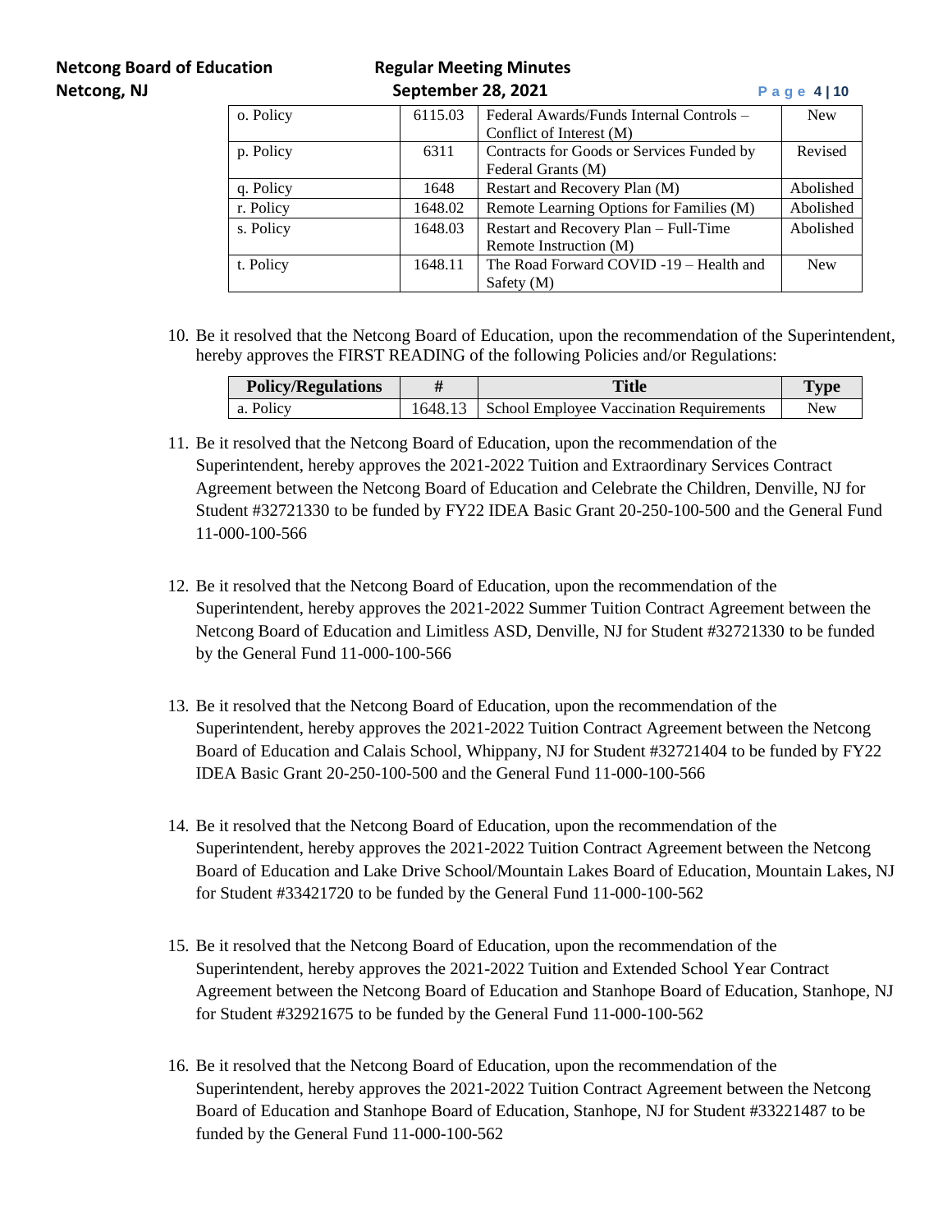| | | | |
|---|---|---|---|
| o. Policy | 6115.03 | Federal Awards/Funds Internal Controls – Conflict of Interest (M) | New |
| p. Policy | 6311 | Contracts for Goods or Services Funded by Federal Grants (M) | Revised |
| q. Policy | 1648 | Restart and Recovery Plan (M) | Abolished |
| r. Policy | 1648.02 | Remote Learning Options for Families (M) | Abolished |
| s. Policy | 1648.03 | Restart and Recovery Plan – Full-Time Remote Instruction (M) | Abolished |
| t. Policy | 1648.11 | The Road Forward COVID -19 – Health and Safety (M) | New |

10. Be it resolved that the Netcong Board of Education, upon the recommendation of the Superintendent, hereby approves the FIRST READING of the following Policies and/or Regulations:

| Policy/Regulations | # | Title | Type |
|---|---|---|---|
| a. Policy | 1648.13 | School Employee Vaccination Requirements | New |

11. Be it resolved that the Netcong Board of Education, upon the recommendation of the Superintendent, hereby approves the 2021-2022 Tuition and Extraordinary Services Contract Agreement between the Netcong Board of Education and Celebrate the Children, Denville, NJ for Student #32721330 to be funded by FY22 IDEA Basic Grant 20-250-100-500 and the General Fund 11-000-100-566

12. Be it resolved that the Netcong Board of Education, upon the recommendation of the Superintendent, hereby approves the 2021-2022 Summer Tuition Contract Agreement between the Netcong Board of Education and Limitless ASD, Denville, NJ for Student #32721330 to be funded by the General Fund 11-000-100-566

13. Be it resolved that the Netcong Board of Education, upon the recommendation of the Superintendent, hereby approves the 2021-2022 Tuition Contract Agreement between the Netcong Board of Education and Calais School, Whippany, NJ for Student #32721404 to be funded by FY22 IDEA Basic Grant 20-250-100-500 and the General Fund 11-000-100-566

14. Be it resolved that the Netcong Board of Education, upon the recommendation of the Superintendent, hereby approves the 2021-2022 Tuition Contract Agreement between the Netcong Board of Education and Lake Drive School/Mountain Lakes Board of Education, Mountain Lakes, NJ for Student #33421720 to be funded by the General Fund 11-000-100-562

15. Be it resolved that the Netcong Board of Education, upon the recommendation of the Superintendent, hereby approves the 2021-2022 Tuition and Extended School Year Contract Agreement between the Netcong Board of Education and Stanhope Board of Education, Stanhope, NJ for Student #32921675 to be funded by the General Fund 11-000-100-562

16. Be it resolved that the Netcong Board of Education, upon the recommendation of the Superintendent, hereby approves the 2021-2022 Tuition Contract Agreement between the Netcong Board of Education and Stanhope Board of Education, Stanhope, NJ for Student #33221487 to be funded by the General Fund 11-000-100-562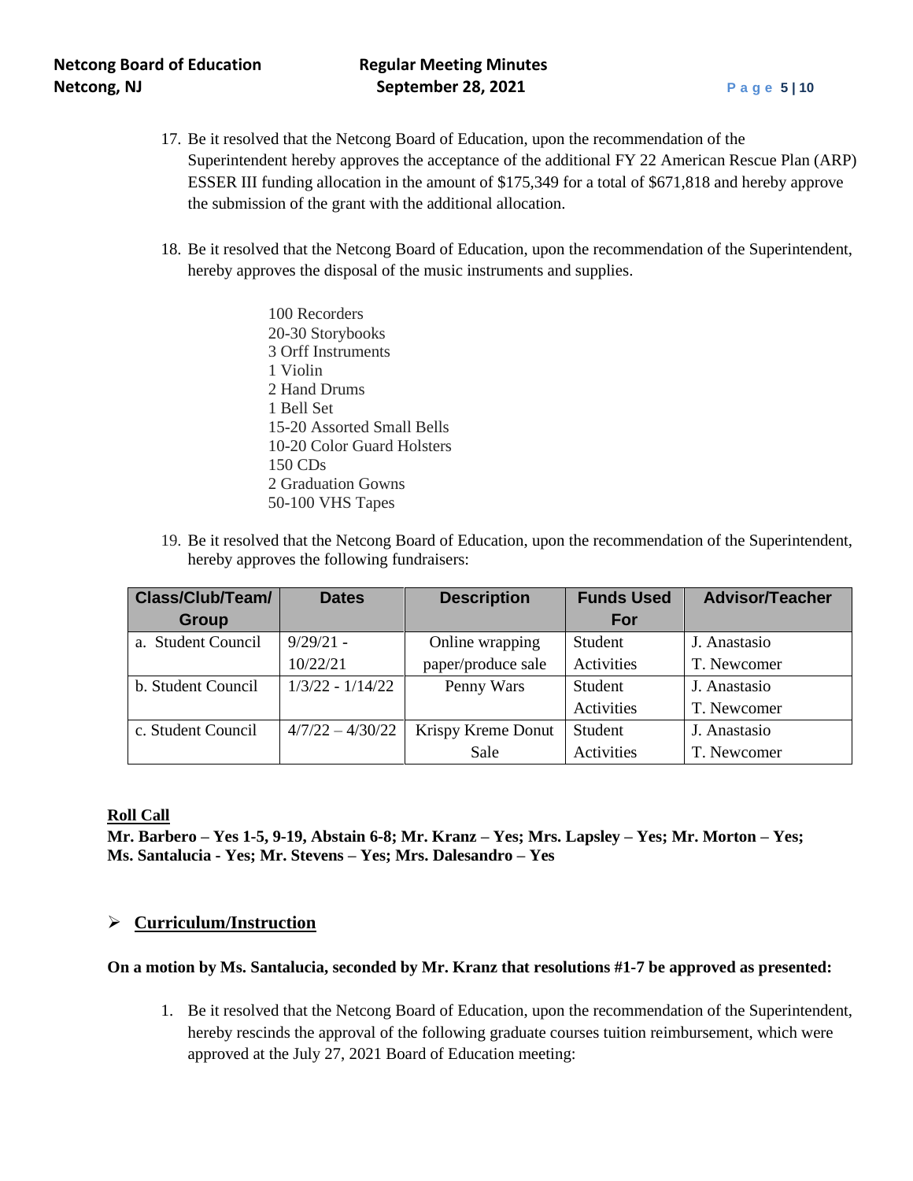17. Be it resolved that the Netcong Board of Education, upon the recommendation of the Superintendent hereby approves the acceptance of the additional FY 22 American Rescue Plan (ARP) ESSER III funding allocation in the amount of $175,349 for a total of $671,818 and hereby approve the submission of the grant with the additional allocation.

18. Be it resolved that the Netcong Board of Education, upon the recommendation of the Superintendent, hereby approves the disposal of the music instruments and supplies.

    100 Recorders
    20-30 Storybooks
    3 Orff Instruments
    1 Violin
    2 Hand Drums
    1 Bell Set
    15-20 Assorted Small Bells
    10-20 Color Guard Holsters
    150 CDs
    2 Graduation Gowns
    50-100 VHS Tapes

19. Be it resolved that the Netcong Board of Education, upon the recommendation of the Superintendent, hereby approves the following fundraisers:

| Class/Club/Team/ Group | Dates | Description | Funds Used For | Advisor/Teacher |
|---|---|---|---|---|
| a. Student Council | 9/29/21 - 10/22/21 | Online wrapping paper/produce sale | Student Activities | J. Anastasio T. Newcomer |
| b. Student Council | 1/3/22 - 1/14/22 | Penny Wars | Student Activities | J. Anastasio T. Newcomer |
| c. Student Council | 4/7/22 – 4/30/22 | Krispy Kreme Donut Sale | Student Activities | J. Anastasio T. Newcomer |

**Roll Call**

**Mr. Barbero – Yes 1-5, 9-19, Abstain 6-8; Mr. Kranz – Yes; Mrs. Lapsley – Yes; Mr. Morton – Yes; Ms. Santalucia - Yes; Mr. Stevens – Yes; Mrs. Dalesandro – Yes**

## Curriculum/Instruction

**On a motion by Ms. Santalucia, seconded by Mr. Kranz that resolutions #1-7 be approved as presented:**

1. Be it resolved that the Netcong Board of Education, upon the recommendation of the Superintendent, hereby rescinds the approval of the following graduate courses tuition reimbursement, which were approved at the July 27, 2021 Board of Education meeting: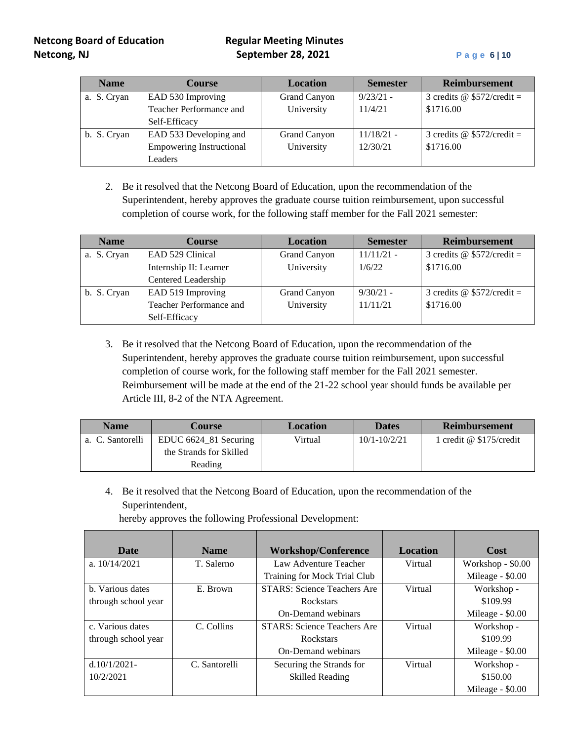| Name | Course | Location | Semester | Reimbursement |
|---|---|---|---|---|
| a. S. Cryan | EAD 530 Improving Teacher Performance and Self-Efficacy | Grand Canyon University | 9/23/21 - 11/4/21 | 3 credits @ $572/credit = $1716.00 |
| b. S. Cryan | EAD 533 Developing and Empowering Instructional Leaders | Grand Canyon University | 11/18/21 - 12/30/21 | 3 credits @ $572/credit = $1716.00 |

2. Be it resolved that the Netcong Board of Education, upon the recommendation of the Superintendent, hereby approves the graduate course tuition reimbursement, upon successful completion of course work, for the following staff member for the Fall 2021 semester:

| Name | Course | Location | Semester | Reimbursement |
|---|---|---|---|---|
| a. S. Cryan | EAD 529 Clinical Internship II: Learner Centered Leadership | Grand Canyon University | 11/11/21 - 1/6/22 | 3 credits @ $572/credit = $1716.00 |
| b. S. Cryan | EAD 519 Improving Teacher Performance and Self-Efficacy | Grand Canyon University | 9/30/21 - 11/11/21 | 3 credits @ $572/credit = $1716.00 |

3. Be it resolved that the Netcong Board of Education, upon the recommendation of the Superintendent, hereby approves the graduate course tuition reimbursement, upon successful completion of course work, for the following staff member for the Fall 2021 semester. Reimbursement will be made at the end of the 21-22 school year should funds be available per Article III, 8-2 of the NTA Agreement.

| Name | Course | Location | Dates | Reimbursement |
|---|---|---|---|---|
| a. C. Santorelli | EDUC 6624_81 Securing the Strands for Skilled Reading | Virtual | 10/1-10/2/21 | 1 credit @ $175/credit |

4. Be it resolved that the Netcong Board of Education, upon the recommendation of the Superintendent, hereby approves the following Professional Development:

| Date | Name | Workshop/Conference | Location | Cost |
|---|---|---|---|---|
| a. 10/14/2021 | T. Salerno | Law Adventure Teacher Training for Mock Trial Club | Virtual | Workshop - $0.00 Mileage - $0.00 |
| b. Various dates through school year | E. Brown | STARS: Science Teachers Are Rockstars On-Demand webinars | Virtual | Workshop - $109.99 Mileage - $0.00 |
| c. Various dates through school year | C. Collins | STARS: Science Teachers Are Rockstars On-Demand webinars | Virtual | Workshop - $109.99 Mileage - $0.00 |
| d.10/1/2021-10/2/2021 | C. Santorelli | Securing the Strands for Skilled Reading | Virtual | Workshop - $150.00 Mileage - $0.00 |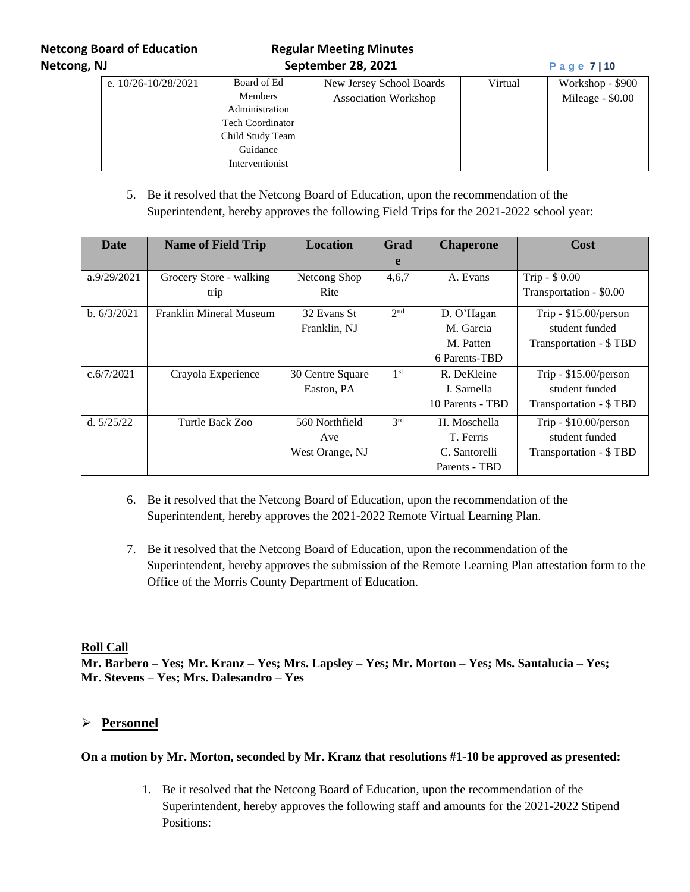| e. 10/26-10/28/2021 | Board of Ed Members Administration Tech Coordinator Child Study Team Guidance Interventionist | New Jersey School Boards Association Workshop | Virtual | Workshop - $900 Mileage - $0.00 |
|---|---|---|---|---|

5. Be it resolved that the Netcong Board of Education, upon the recommendation of the Superintendent, hereby approves the following Field Trips for the 2021-2022 school year:

| Date | Name of Field Trip | Location | Grade | Chaperone | Cost |
|---|---|---|---|---|---|
| a.9/29/2021 | Grocery Store - walking trip | Netcong Shop Rite | 4,6,7 | A. Evans | Trip - $ 0.00 Transportation - $0.00 |
| b. 6/3/2021 | Franklin Mineral Museum | 32 Evans St Franklin, NJ | 2nd | D. O'Hagan M. Garcia M. Patten 6 Parents-TBD | Trip - $15.00/person student funded Transportation - $ TBD |
| c.6/7/2021 | Crayola Experience | 30 Centre Square Easton, PA | 1st | R. DeKleine J. Sarnella 10 Parents - TBD | Trip - $15.00/person student funded Transportation - $ TBD |
| d. 5/25/22 | Turtle Back Zoo | 560 Northfield Ave West Orange, NJ | 3rd | H. Moschella T. Ferris C. Santorelli Parents - TBD | Trip - $10.00/person student funded Transportation - $ TBD |

6. Be it resolved that the Netcong Board of Education, upon the recommendation of the Superintendent, hereby approves the 2021-2022 Remote Virtual Learning Plan.

7. Be it resolved that the Netcong Board of Education, upon the recommendation of the Superintendent, hereby approves the submission of the Remote Learning Plan attestation form to the Office of the Morris County Department of Education.

**Roll Call**

**Mr. Barbero – Yes; Mr. Kranz – Yes; Mrs. Lapsley – Yes; Mr. Morton – Yes; Ms. Santalucia – Yes; Mr. Stevens – Yes; Mrs. Dalesandro – Yes**

## Personnel

**On a motion by Mr. Morton, seconded by Mr. Kranz that resolutions #1-10 be approved as presented:**

1. Be it resolved that the Netcong Board of Education, upon the recommendation of the Superintendent, hereby approves the following staff and amounts for the 2021-2022 Stipend Positions: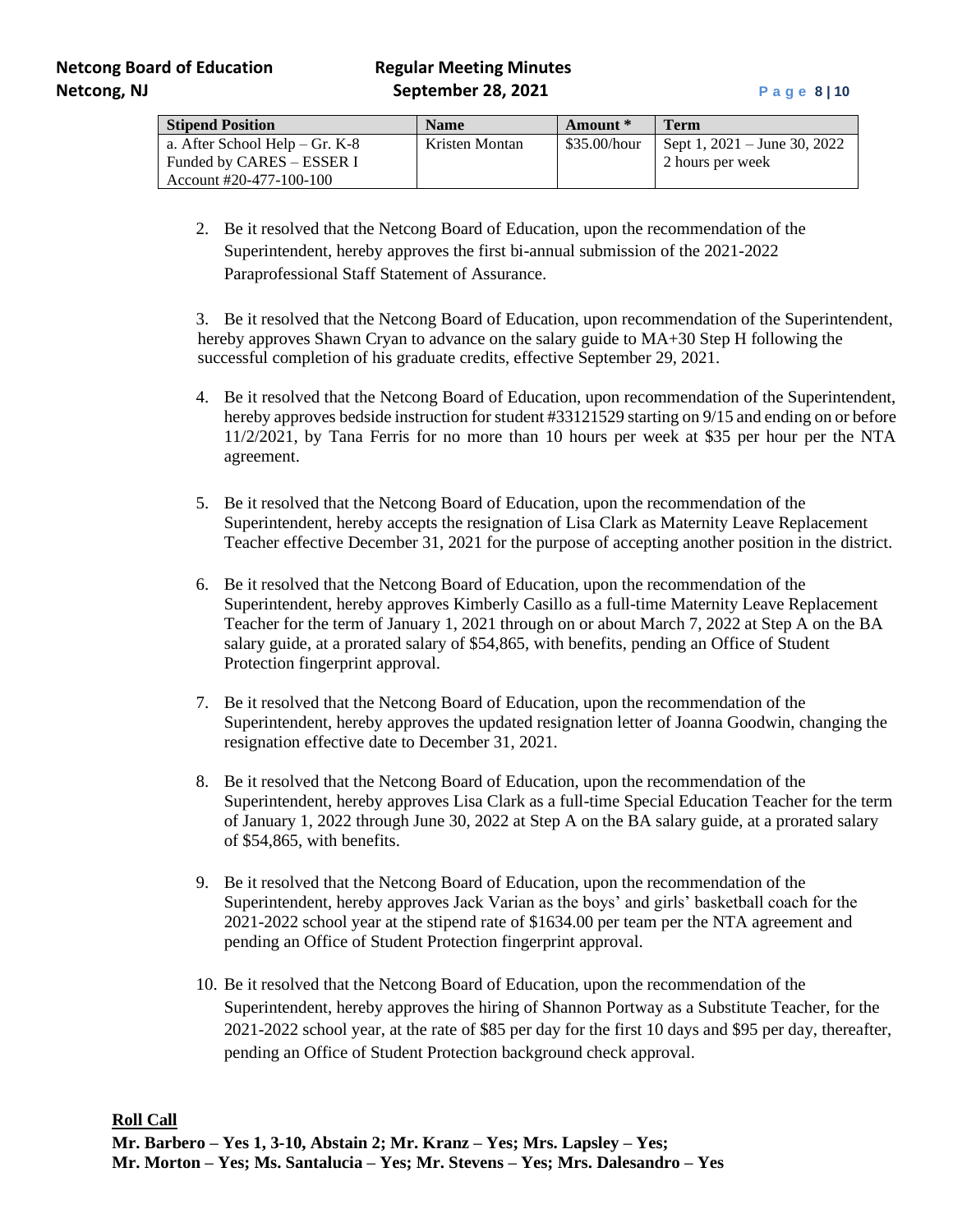| Stipend Position | Name | Amount * | Term |
|---|---|---|---|
| a. After School Help – Gr. K-8<br>Funded by CARES – ESSER I<br>Account #20-477-100-100 | Kristen Montan | $35.00/hour | Sept 1, 2021 – June 30, 2022<br>2 hours per week |

2. Be it resolved that the Netcong Board of Education, upon the recommendation of the Superintendent, hereby approves the first bi-annual submission of the 2021-2022 Paraprofessional Staff Statement of Assurance.

3. Be it resolved that the Netcong Board of Education, upon recommendation of the Superintendent, hereby approves Shawn Cryan to advance on the salary guide to MA+30 Step H following the successful completion of his graduate credits, effective September 29, 2021.

4. Be it resolved that the Netcong Board of Education, upon recommendation of the Superintendent, hereby approves bedside instruction for student #33121529 starting on 9/15 and ending on or before 11/2/2021, by Tana Ferris for no more than 10 hours per week at $35 per hour per the NTA agreement.

5. Be it resolved that the Netcong Board of Education, upon the recommendation of the Superintendent, hereby accepts the resignation of Lisa Clark as Maternity Leave Replacement Teacher effective December 31, 2021 for the purpose of accepting another position in the district.

6. Be it resolved that the Netcong Board of Education, upon the recommendation of the Superintendent, hereby approves Kimberly Casillo as a full-time Maternity Leave Replacement Teacher for the term of January 1, 2021 through on or about March 7, 2022 at Step A on the BA salary guide, at a prorated salary of $54,865, with benefits, pending an Office of Student Protection fingerprint approval.

7. Be it resolved that the Netcong Board of Education, upon the recommendation of the Superintendent, hereby approves the updated resignation letter of Joanna Goodwin, changing the resignation effective date to December 31, 2021.

8. Be it resolved that the Netcong Board of Education, upon the recommendation of the Superintendent, hereby approves Lisa Clark as a full-time Special Education Teacher for the term of January 1, 2022 through June 30, 2022 at Step A on the BA salary guide, at a prorated salary of $54,865, with benefits.

9. Be it resolved that the Netcong Board of Education, upon the recommendation of the Superintendent, hereby approves Jack Varian as the boys' and girls' basketball coach for the 2021-2022 school year at the stipend rate of $1634.00 per team per the NTA agreement and pending an Office of Student Protection fingerprint approval.

10. Be it resolved that the Netcong Board of Education, upon the recommendation of the Superintendent, hereby approves the hiring of Shannon Portway as a Substitute Teacher, for the 2021-2022 school year, at the rate of $85 per day for the first 10 days and $95 per day, thereafter, pending an Office of Student Protection background check approval.

**Roll Call**

**Mr. Barbero – Yes 1, 3-10, Abstain 2; Mr. Kranz – Yes; Mrs. Lapsley – Yes; Mr. Morton – Yes; Ms. Santalucia – Yes; Mr. Stevens – Yes; Mrs. Dalesandro – Yes**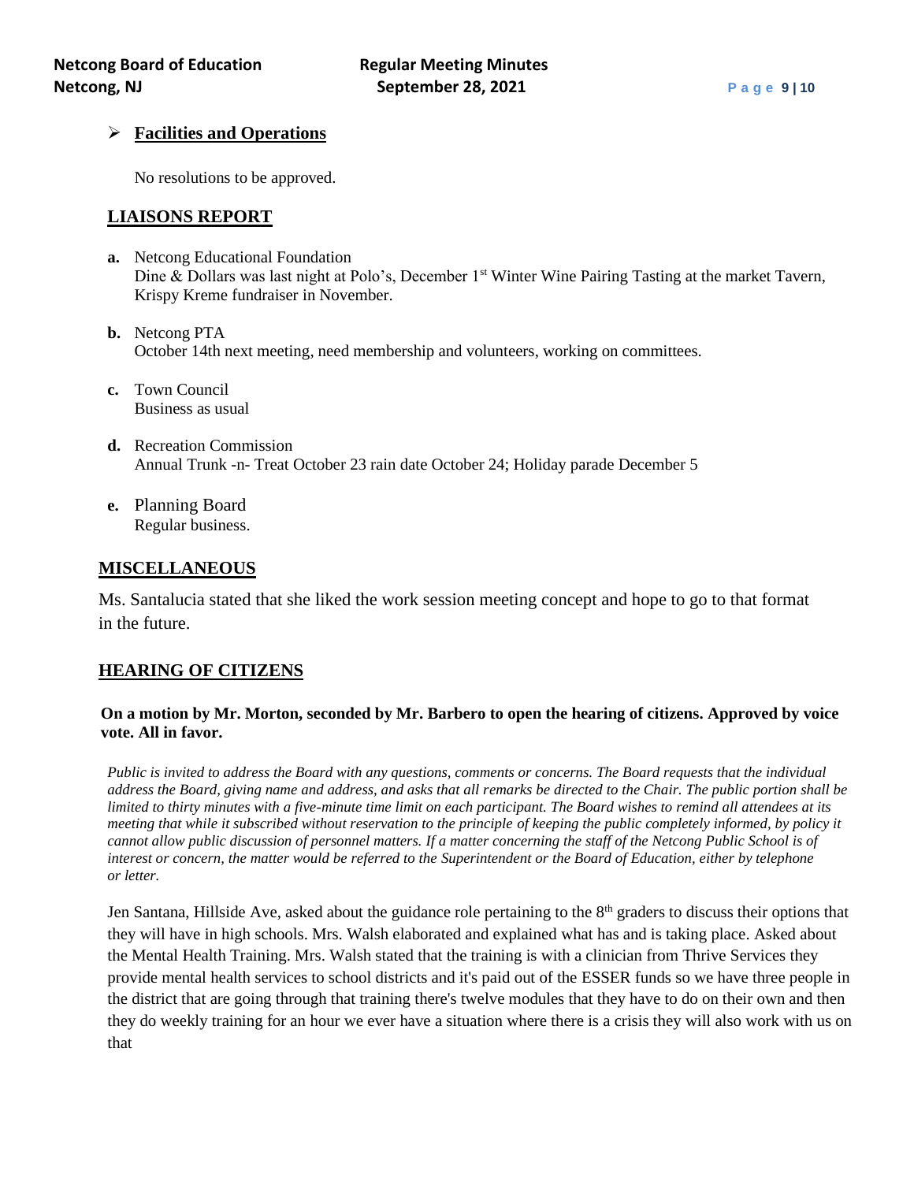- **Facilities and Operations**

  No resolutions to be approved.

## LIAISONS REPORT

**a.** Netcong Educational Foundation
Dine & Dollars was last night at Polo's, December 1st Winter Wine Pairing Tasting at the market Tavern, Krispy Kreme fundraiser in November.

**b.** Netcong PTA
October 14th next meeting, need membership and volunteers, working on committees.

**c.** Town Council
Business as usual

**d.** Recreation Commission
Annual Trunk -n- Treat October 23 rain date October 24; Holiday parade December 5

**e.** Planning Board
Regular business.

## MISCELLANEOUS

Ms. Santalucia stated that she liked the work session meeting concept and hope to go to that format in the future.

## HEARING OF CITIZENS

**On a motion by Mr. Morton, seconded by Mr. Barbero to open the hearing of citizens. Approved by voice vote. All in favor.**

*Public is invited to address the Board with any questions, comments or concerns. The Board requests that the individual address the Board, giving name and address, and asks that all remarks be directed to the Chair. The public portion shall be limited to thirty minutes with a five-minute time limit on each participant. The Board wishes to remind all attendees at its meeting that while it subscribed without reservation to the principle of keeping the public completely informed, by policy it cannot allow public discussion of personnel matters. If a matter concerning the staff of the Netcong Public School is of interest or concern, the matter would be referred to the Superintendent or the Board of Education, either by telephone or letter.*

Jen Santana, Hillside Ave, asked about the guidance role pertaining to the 8th graders to discuss their options that they will have in high schools. Mrs. Walsh elaborated and explained what has and is taking place. Asked about the Mental Health Training. Mrs. Walsh stated that the training is with a clinician from Thrive Services they provide mental health services to school districts and it's paid out of the ESSER funds so we have three people in the district that are going through that training there's twelve modules that they have to do on their own and then they do weekly training for an hour we ever have a situation where there is a crisis they will also work with us on that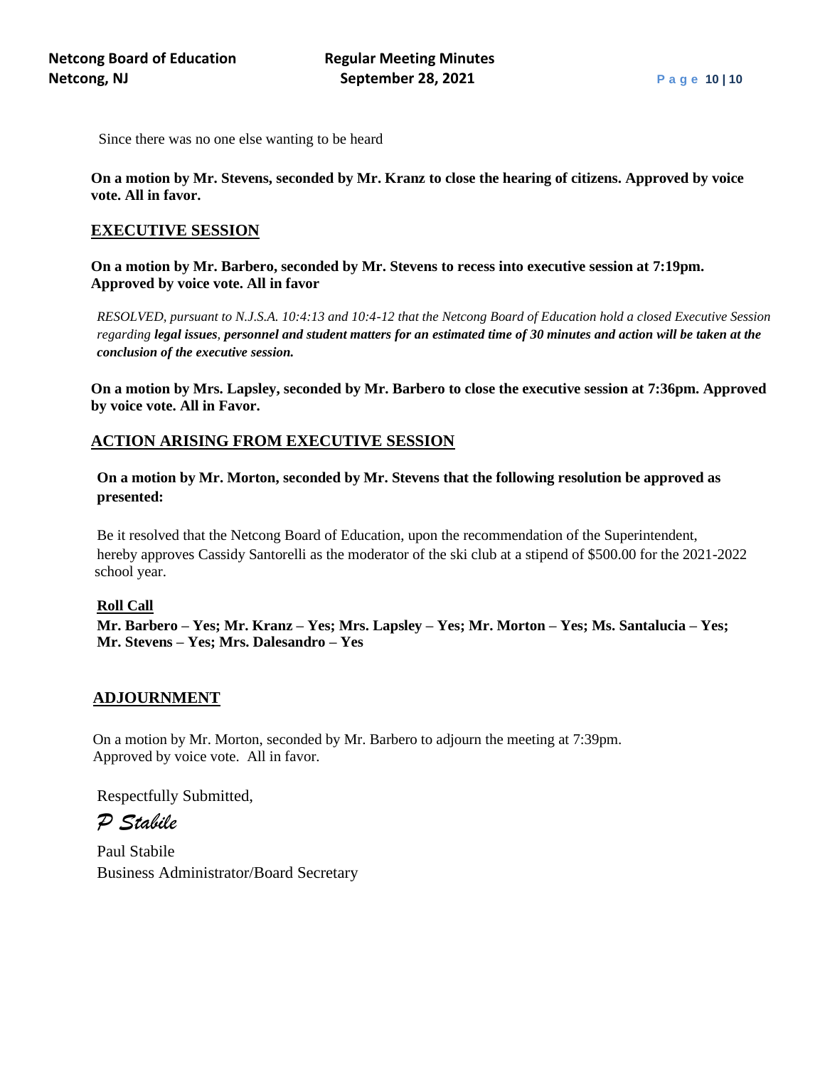Since there was no one else wanting to be heard

**On a motion by Mr. Stevens, seconded by Mr. Kranz to close the hearing of citizens. Approved by voice vote. All in favor.**

## EXECUTIVE SESSION

**On a motion by Mr. Barbero, seconded by Mr. Stevens to recess into executive session at 7:19pm. Approved by voice vote. All in favor**

*RESOLVED, pursuant to N.J.S.A. 10:4:13 and 10:4-12 that the Netcong Board of Education hold a closed Executive Session regarding **legal issues**, **personnel and student matters for an estimated time of 30 minutes and action will be taken at the conclusion of the executive session.***

**On a motion by Mrs. Lapsley, seconded by Mr. Barbero to close the executive session at 7:36pm. Approved by voice vote. All in Favor.**

## ACTION ARISING FROM EXECUTIVE SESSION

**On a motion by Mr. Morton, seconded by Mr. Stevens that the following resolution be approved as presented:**

Be it resolved that the Netcong Board of Education, upon the recommendation of the Superintendent, hereby approves Cassidy Santorelli as the moderator of the ski club at a stipend of $500.00 for the 2021-2022 school year.

**Roll Call**

**Mr. Barbero – Yes; Mr. Kranz – Yes; Mrs. Lapsley – Yes; Mr. Morton – Yes; Ms. Santalucia – Yes; Mr. Stevens – Yes; Mrs. Dalesandro – Yes**

## ADJOURNMENT

On a motion by Mr. Morton, seconded by Mr. Barbero to adjourn the meeting at 7:39pm. Approved by voice vote. All in favor.

Respectfully Submitted,

*P Stabile*

Paul Stabile
Business Administrator/Board Secretary